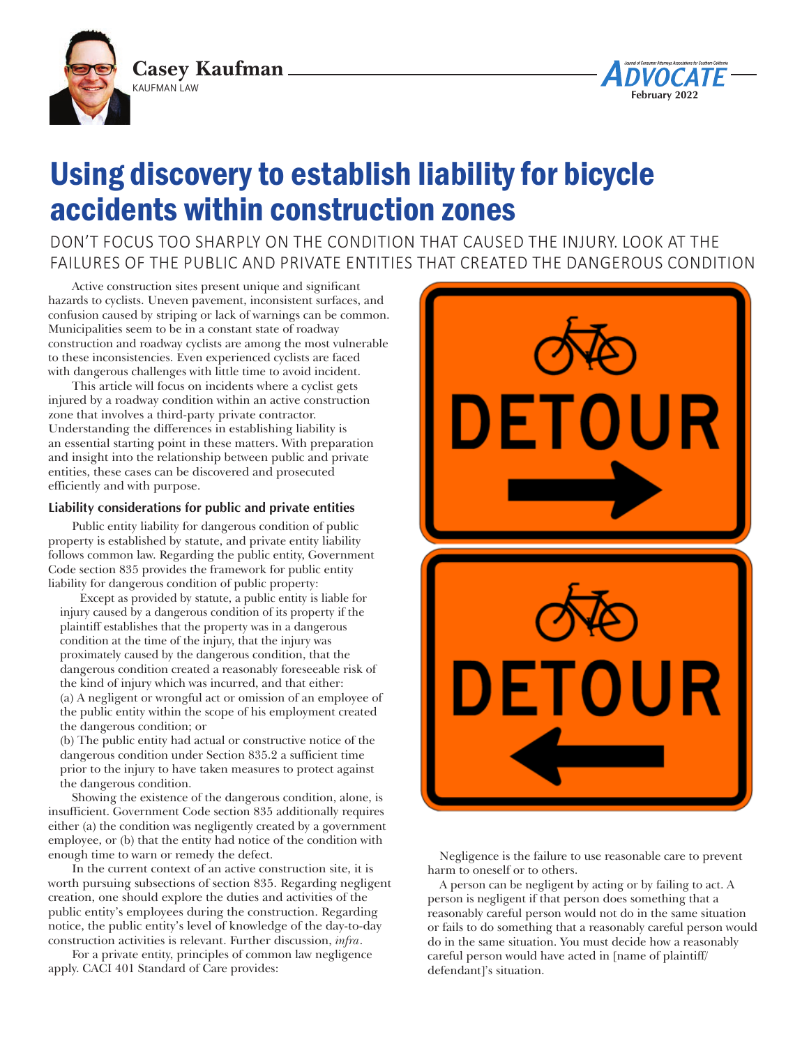**Casey Kaufman**
KAUFMAN LAW

# Using discovery to establish liability for bicycle accidents within construction zones

## DON'T FOCUS TOO SHARPLY ON THE CONDITION THAT CAUSED THE INJURY. LOOK AT THE FAILURES OF THE PUBLIC AND PRIVATE ENTITIES THAT CREATED THE DANGEROUS CONDITION

Active construction sites present unique and significant hazards to cyclists. Uneven pavement, inconsistent surfaces, and confusion caused by striping or lack of warnings can be common. Municipalities seem to be in a constant state of roadway construction and roadway cyclists are among the most vulnerable to these inconsistencies. Even experienced cyclists are faced with dangerous challenges with little time to avoid incident.

This article will focus on incidents where a cyclist gets injured by a roadway condition within an active construction zone that involves a third-party private contractor. Understanding the differences in establishing liability is an essential starting point in these matters. With preparation and insight into the relationship between public and private entities, these cases can be discovered and prosecuted efficiently and with purpose.

### Liability considerations for public and private entities

Public entity liability for dangerous condition of public property is established by statute, and private entity liability follows common law. Regarding the public entity, Government Code section 835 provides the framework for public entity liability for dangerous condition of public property:

> Except as provided by statute, a public entity is liable for injury caused by a dangerous condition of its property if the plaintiff establishes that the property was in a dangerous condition at the time of the injury, that the injury was proximately caused by the dangerous condition, that the dangerous condition created a reasonably foreseeable risk of the kind of injury which was incurred, and that either:
> (a) A negligent or wrongful act or omission of an employee of the public entity within the scope of his employment created the dangerous condition; or
> (b) The public entity had actual or constructive notice of the dangerous condition under Section 835.2 a sufficient time prior to the injury to have taken measures to protect against the dangerous condition.

Showing the existence of the dangerous condition, alone, is insufficient. Government Code section 835 additionally requires either (a) the condition was negligently created by a government employee, or (b) that the entity had notice of the condition with enough time to warn or remedy the defect.

In the current context of an active construction site, it is worth pursuing subsections of section 835. Regarding negligent creation, one should explore the duties and activities of the public entity's employees during the construction. Regarding notice, the public entity's level of knowledge of the day-to-day construction activities is relevant. Further discussion, *infra*.

For a private entity, principles of common law negligence apply. CACI 401 Standard of Care provides:

> Negligence is the failure to use reasonable care to prevent harm to oneself or to others.
>
> A person can be negligent by acting or by failing to act. A person is negligent if that person does something that a reasonably careful person would not do in the same situation or fails to do something that a reasonably careful person would do in the same situation. You must decide how a reasonably careful person would have acted in [name of plaintiff/defendant]'s situation.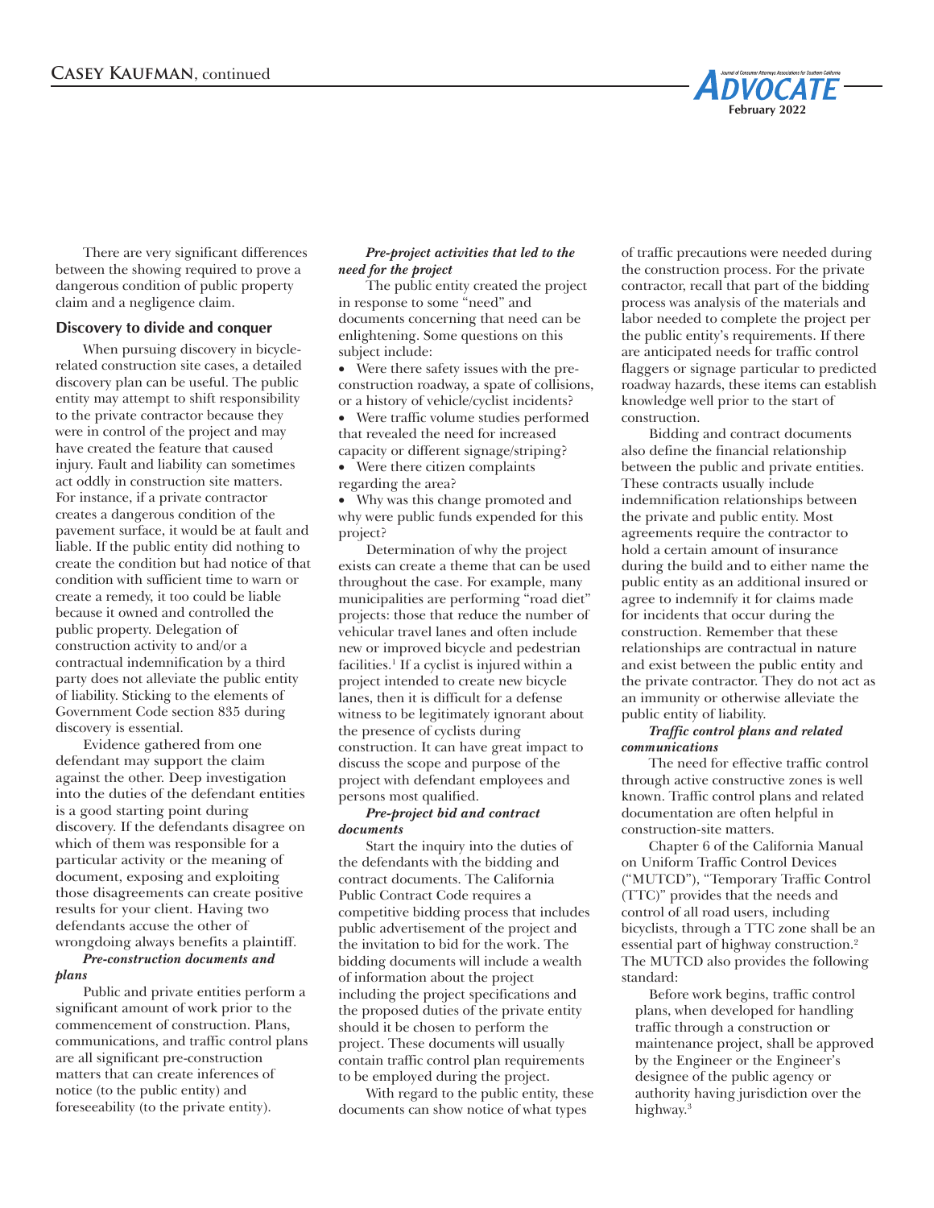There are very significant differences between the showing required to prove a dangerous condition of public property claim and a negligence claim.

## Discovery to divide and conquer

When pursuing discovery in bicycle-related construction site cases, a detailed discovery plan can be useful. The public entity may attempt to shift responsibility to the private contractor because they were in control of the project and may have created the feature that caused injury. Fault and liability can sometimes act oddly in construction site matters. For instance, if a private contractor creates a dangerous condition of the pavement surface, it would be at fault and liable. If the public entity did nothing to create the condition but had notice of that condition with sufficient time to warn or create a remedy, it too could be liable because it owned and controlled the public property. Delegation of construction activity to and/or a contractual indemnification by a third party does not alleviate the public entity of liability. Sticking to the elements of Government Code section 835 during discovery is essential.

Evidence gathered from one defendant may support the claim against the other. Deep investigation into the duties of the defendant entities is a good starting point during discovery. If the defendants disagree on which of them was responsible for a particular activity or the meaning of document, exposing and exploiting those disagreements can create positive results for your client. Having two defendants accuse the other of wrongdoing always benefits a plaintiff.

***Pre-construction documents and plans***

Public and private entities perform a significant amount of work prior to the commencement of construction. Plans, communications, and traffic control plans are all significant pre-construction matters that can create inferences of notice (to the public entity) and foreseeability (to the private entity).

***Pre-project activities that led to the need for the project***

The public entity created the project in response to some "need" and documents concerning that need can be enlightening. Some questions on this subject include:

- Were there safety issues with the pre-construction roadway, a spate of collisions, or a history of vehicle/cyclist incidents?
- Were traffic volume studies performed that revealed the need for increased capacity or different signage/striping?
- Were there citizen complaints regarding the area?
- Why was this change promoted and why were public funds expended for this project?

Determination of why the project exists can create a theme that can be used throughout the case. For example, many municipalities are performing "road diet" projects: those that reduce the number of vehicular travel lanes and often include new or improved bicycle and pedestrian facilities.[1] If a cyclist is injured within a project intended to create new bicycle lanes, then it is difficult for a defense witness to be legitimately ignorant about the presence of cyclists during construction. It can have great impact to discuss the scope and purpose of the project with defendant employees and persons most qualified.

***Pre-project bid and contract documents***

Start the inquiry into the duties of the defendants with the bidding and contract documents. The California Public Contract Code requires a competitive bidding process that includes public advertisement of the project and the invitation to bid for the work. The bidding documents will include a wealth of information about the project including the project specifications and the proposed duties of the private entity should it be chosen to perform the project. These documents will usually contain traffic control plan requirements to be employed during the project.

With regard to the public entity, these documents can show notice of what types of traffic precautions were needed during the construction process. For the private contractor, recall that part of the bidding process was analysis of the materials and labor needed to complete the project per the public entity's requirements. If there are anticipated needs for traffic control flaggers or signage particular to predicted roadway hazards, these items can establish knowledge well prior to the start of construction.

Bidding and contract documents also define the financial relationship between the public and private entities. These contracts usually include indemnification relationships between the private and public entity. Most agreements require the contractor to hold a certain amount of insurance during the build and to either name the public entity as an additional insured or agree to indemnify it for claims made for incidents that occur during the construction. Remember that these relationships are contractual in nature and exist between the public entity and the private contractor. They do not act as an immunity or otherwise alleviate the public entity of liability.

***Traffic control plans and related communications***

The need for effective traffic control through active constructive zones is well known. Traffic control plans and related documentation are often helpful in construction-site matters.

Chapter 6 of the California Manual on Uniform Traffic Control Devices ("MUTCD"), "Temporary Traffic Control (TTC)" provides that the needs and control of all road users, including bicyclists, through a TTC zone shall be an essential part of highway construction.[2] The MUTCD also provides the following standard:

> Before work begins, traffic control plans, when developed for handling traffic through a construction or maintenance project, shall be approved by the Engineer or the Engineer's designee of the public agency or authority having jurisdiction over the highway.[3]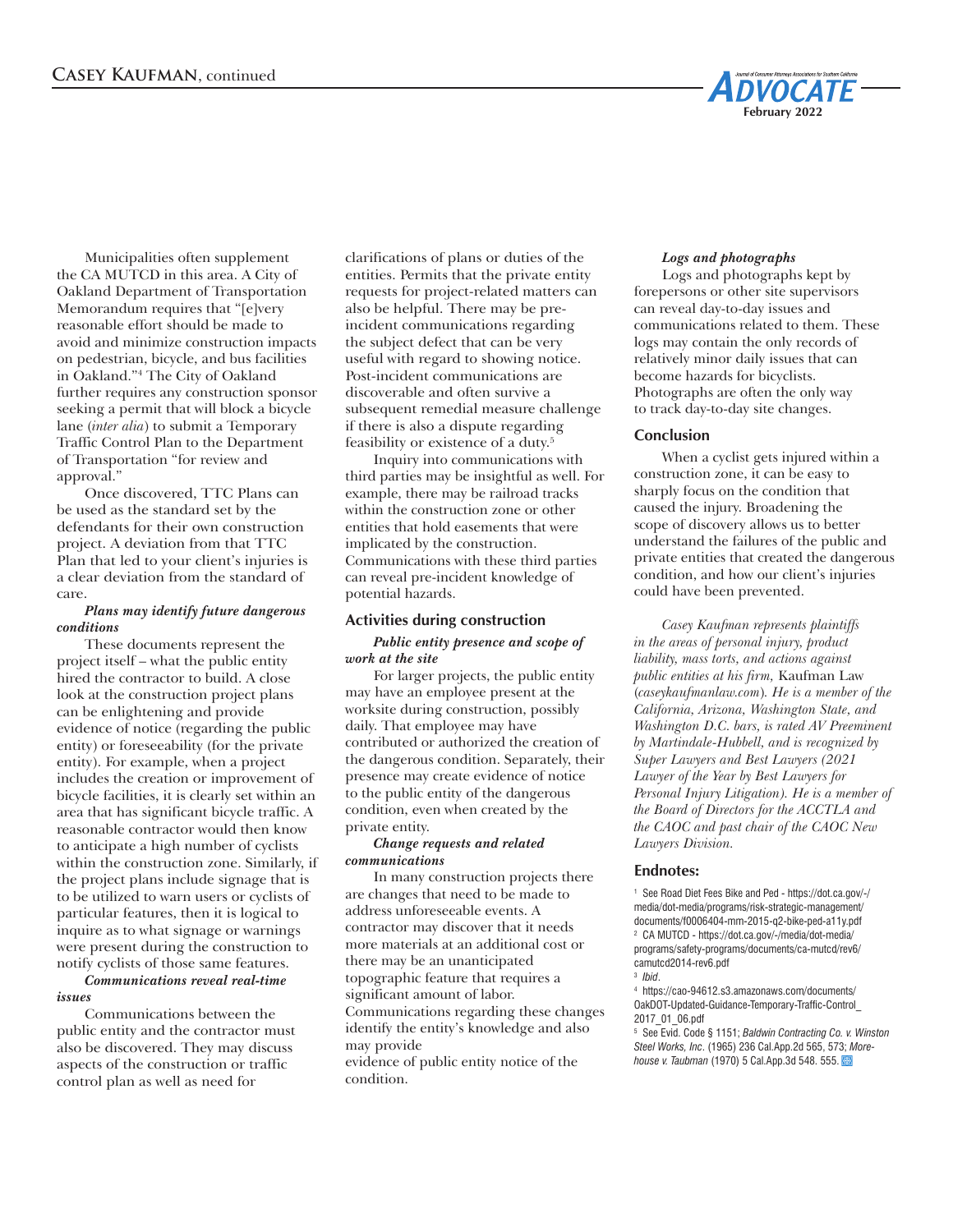Municipalities often supplement the CA MUTCD in this area. A City of Oakland Department of Transportation Memorandum requires that "[e]very reasonable effort should be made to avoid and minimize construction impacts on pedestrian, bicycle, and bus facilities in Oakland."[4] The City of Oakland further requires any construction sponsor seeking a permit that will block a bicycle lane (*inter alia*) to submit a Temporary Traffic Control Plan to the Department of Transportation "for review and approval."

Once discovered, TTC Plans can be used as the standard set by the defendants for their own construction project. A deviation from that TTC Plan that led to your client's injuries is a clear deviation from the standard of care.

***Plans may identify future dangerous conditions***

These documents represent the project itself – what the public entity hired the contractor to build. A close look at the construction project plans can be enlightening and provide evidence of notice (regarding the public entity) or foreseeability (for the private entity). For example, when a project includes the creation or improvement of bicycle facilities, it is clearly set within an area that has significant bicycle traffic. A reasonable contractor would then know to anticipate a high number of cyclists within the construction zone. Similarly, if the project plans include signage that is to be utilized to warn users or cyclists of particular features, then it is logical to inquire as to what signage or warnings were present during the construction to notify cyclists of those same features.

***Communications reveal real-time issues***

Communications between the public entity and the contractor must also be discovered. They may discuss aspects of the construction or traffic control plan as well as need for clarifications of plans or duties of the entities. Permits that the private entity requests for project-related matters can also be helpful. There may be pre-incident communications regarding the subject defect that can be very useful with regard to showing notice. Post-incident communications are discoverable and often survive a subsequent remedial measure challenge if there is also a dispute regarding feasibility or existence of a duty.[5]

Inquiry into communications with third parties may be insightful as well. For example, there may be railroad tracks within the construction zone or other entities that hold easements that were implicated by the construction. Communications with these third parties can reveal pre-incident knowledge of potential hazards.

## Activities during construction

***Public entity presence and scope of work at the site***

For larger projects, the public entity may have an employee present at the worksite during construction, possibly daily. That employee may have contributed or authorized the creation of the dangerous condition. Separately, their presence may create evidence of notice to the public entity of the dangerous condition, even when created by the private entity.

***Change requests and related communications***

In many construction projects there are changes that need to be made to address unforeseeable events. A contractor may discover that it needs more materials at an additional cost or there may be an unanticipated topographic feature that requires a significant amount of labor. Communications regarding these changes identify the entity's knowledge and also may provide evidence of public entity notice of the condition.

***Logs and photographs***

Logs and photographs kept by forepersons or other site supervisors can reveal day-to-day issues and communications related to them. These logs may contain the only records of relatively minor daily issues that can become hazards for bicyclists. Photographs are often the only way to track day-to-day site changes.

## Conclusion

When a cyclist gets injured within a construction zone, it can be easy to sharply focus on the condition that caused the injury. Broadening the scope of discovery allows us to better understand the failures of the public and private entities that created the dangerous condition, and how our client's injuries could have been prevented.

*Casey Kaufman represents plaintiffs in the areas of personal injury, product liability, mass torts, and actions against public entities at his firm,* Kaufman Law (*caseykaufmanlaw.com*)*. He is a member of the California, Arizona, Washington State, and Washington D.C. bars, is rated AV Preeminent by Martindale-Hubbell, and is recognized by Super Lawyers and Best Lawyers (2021 Lawyer of the Year by Best Lawyers for Personal Injury Litigation). He is a member of the Board of Directors for the ACCTLA and the CAOC and past chair of the CAOC New Lawyers Division.*

## Endnotes:

[1] See Road Diet Fees Bike and Ped - https://dot.ca.gov/-/media/dot-media/programs/risk-strategic-management/documents/f0006404-mm-2015-q2-bike-ped-a11y.pdf

[2] CA MUTCD - https://dot.ca.gov/-/media/dot-media/programs/safety-programs/documents/ca-mutcd/rev6/camutcd2014-rev6.pdf

[3] *Ibid*.

[4] https://cao-94612.s3.amazonaws.com/documents/OakDOT-Updated-Guidance-Temporary-Traffic-Control_2017_01_06.pdf

[5] See Evid. Code § 1151; *Baldwin Contracting Co. v. Winston Steel Works, Inc.* (1965) 236 Cal.App.2d 565, 573; *Morehouse v. Taubman* (1970) 5 Cal.App.3d 548. 555.